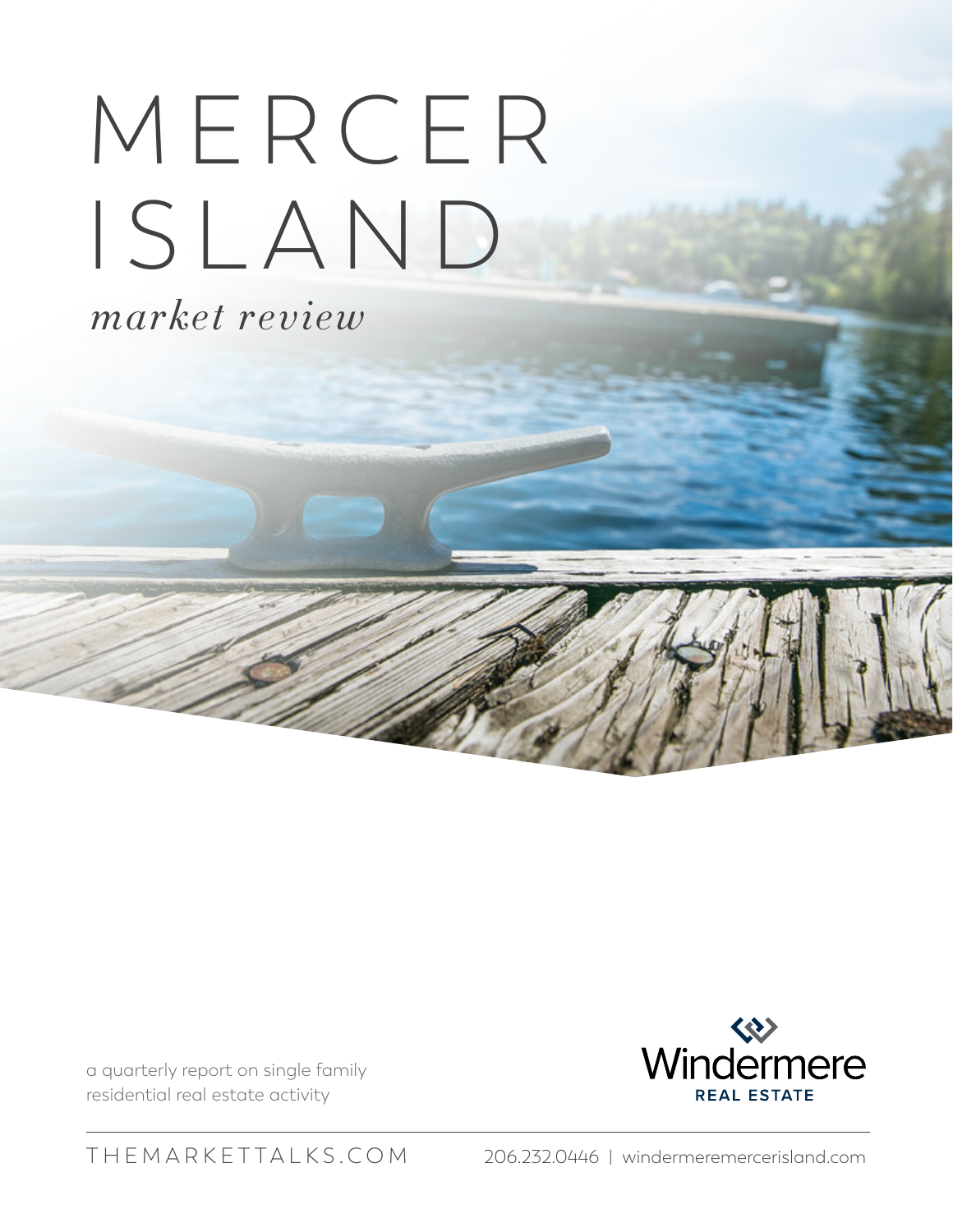# MERCER ISLAND

*market review*

a quarterly report on single family residential real estate activity

Windermere REAL ESTATE

THEMARKETTALKS.COM

206.232.0446 | windermeremercerisland.com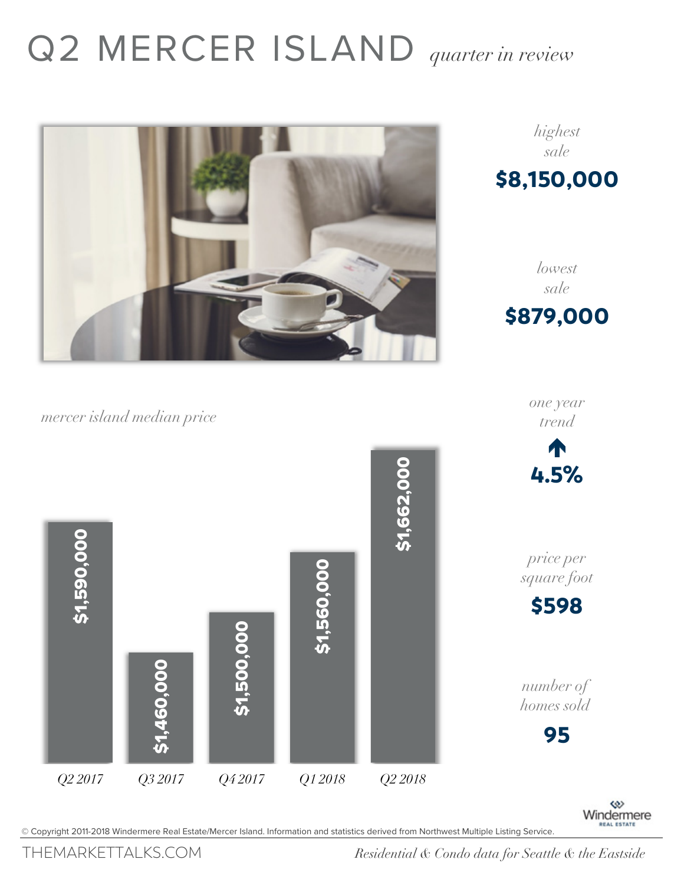# Q2 MERCER ISLAND *quarter in review*

*highest sale*

**$8,150,000**

*lowest sale*

**$879,000**

*mercer island median price*

| Quarter | Median Price |
|---|---|
| Q2 2017 | $1,590,000 |
| Q3 2017 | $1,460,000 |
| Q4 2017 | $1,500,000 |
| Q1 2018 | $1,560,000 |
| Q2 2018 | $1,662,000 |

*one year trend*

**↑ 4.5%**

*price per square foot*

**$598**

*number of homes sold*

**95**

© Copyright 2011-2018 Windermere Real Estate/Mercer Island. Information and statistics derived from Northwest Multiple Listing Service.

THEMARKETTALKS.COM

*Residential & Condo data for Seattle & the Eastside*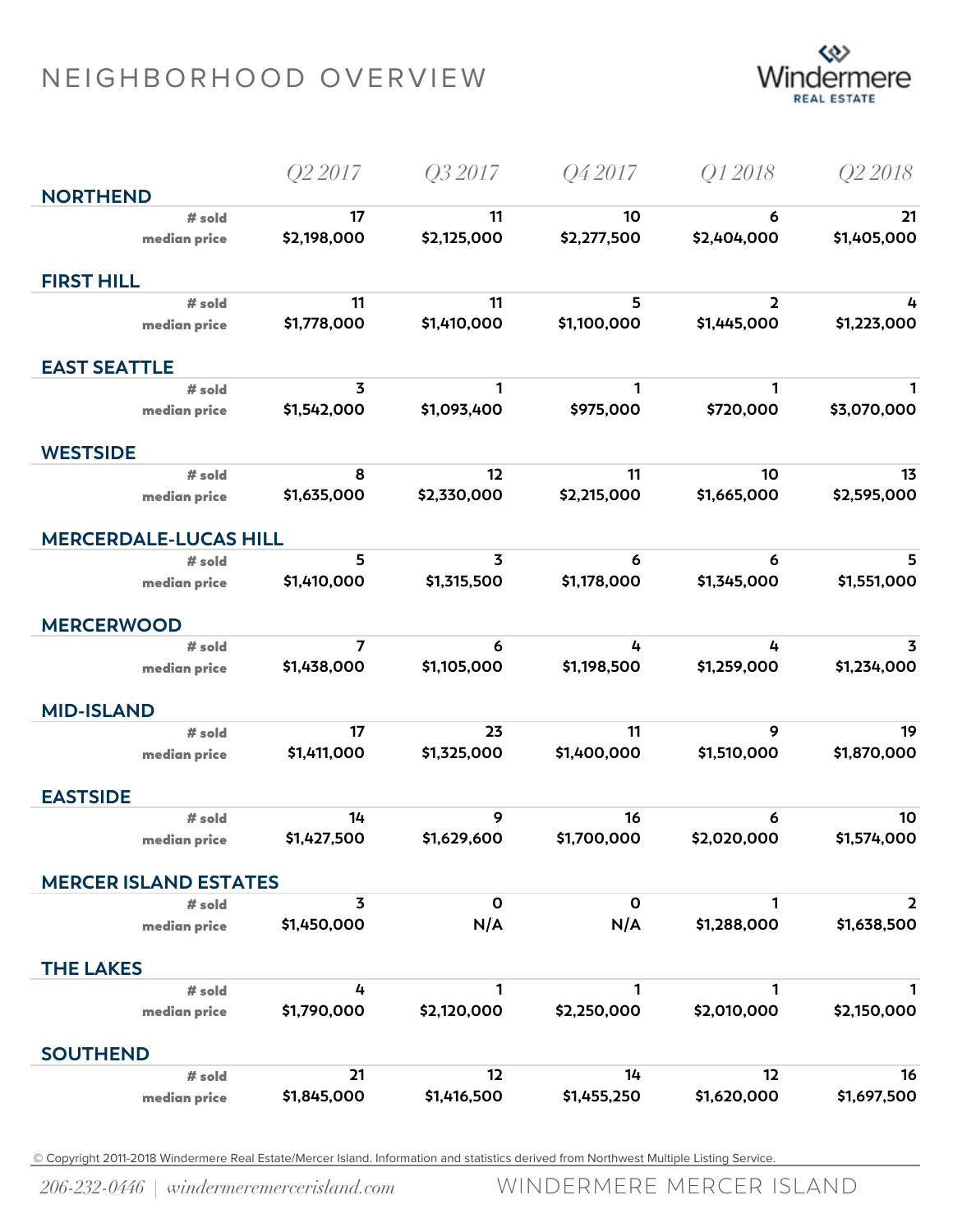# NEIGHBORHOOD OVERVIEW

| | Q2 2017 | Q3 2017 | Q4 2017 | Q1 2018 | Q2 2018 |
|---|---|---|---|---|---|
| **NORTHEND** | | | | | |
| # sold | 17 | 11 | 10 | 6 | 21 |
| median price | $2,198,000 | $2,125,000 | $2,277,500 | $2,404,000 | $1,405,000 |
| **FIRST HILL** | | | | | |
| # sold | 11 | 11 | 5 | 2 | 4 |
| median price | $1,778,000 | $1,410,000 | $1,100,000 | $1,445,000 | $1,223,000 |
| **EAST SEATTLE** | | | | | |
| # sold | 3 | 1 | 1 | 1 | 1 |
| median price | $1,542,000 | $1,093,400 | $975,000 | $720,000 | $3,070,000 |
| **WESTSIDE** | | | | | |
| # sold | 8 | 12 | 11 | 10 | 13 |
| median price | $1,635,000 | $2,330,000 | $2,215,000 | $1,665,000 | $2,595,000 |
| **MERCERDALE-LUCAS HILL** | | | | | |
| # sold | 5 | 3 | 6 | 6 | 5 |
| median price | $1,410,000 | $1,315,500 | $1,178,000 | $1,345,000 | $1,551,000 |
| **MERCERWOOD** | | | | | |
| # sold | 7 | 6 | 4 | 4 | 3 |
| median price | $1,438,000 | $1,105,000 | $1,198,500 | $1,259,000 | $1,234,000 |
| **MID-ISLAND** | | | | | |
| # sold | 17 | 23 | 11 | 9 | 19 |
| median price | $1,411,000 | $1,325,000 | $1,400,000 | $1,510,000 | $1,870,000 |
| **EASTSIDE** | | | | | |
| # sold | 14 | 9 | 16 | 6 | 10 |
| median price | $1,427,500 | $1,629,600 | $1,700,000 | $2,020,000 | $1,574,000 |
| **MERCER ISLAND ESTATES** | | | | | |
| # sold | 3 | 0 | 0 | 1 | 2 |
| median price | $1,450,000 | N/A | N/A | $1,288,000 | $1,638,500 |
| **THE LAKES** | | | | | |
| # sold | 4 | 1 | 1 | 1 | 1 |
| median price | $1,790,000 | $2,120,000 | $2,250,000 | $2,010,000 | $2,150,000 |
| **SOUTHEND** | | | | | |
| # sold | 21 | 12 | 14 | 12 | 16 |
| median price | $1,845,000 | $1,416,500 | $1,455,250 | $1,620,000 | $1,697,500 |

© Copyright 2011-2018 Windermere Real Estate/Mercer Island. Information and statistics derived from Northwest Multiple Listing Service.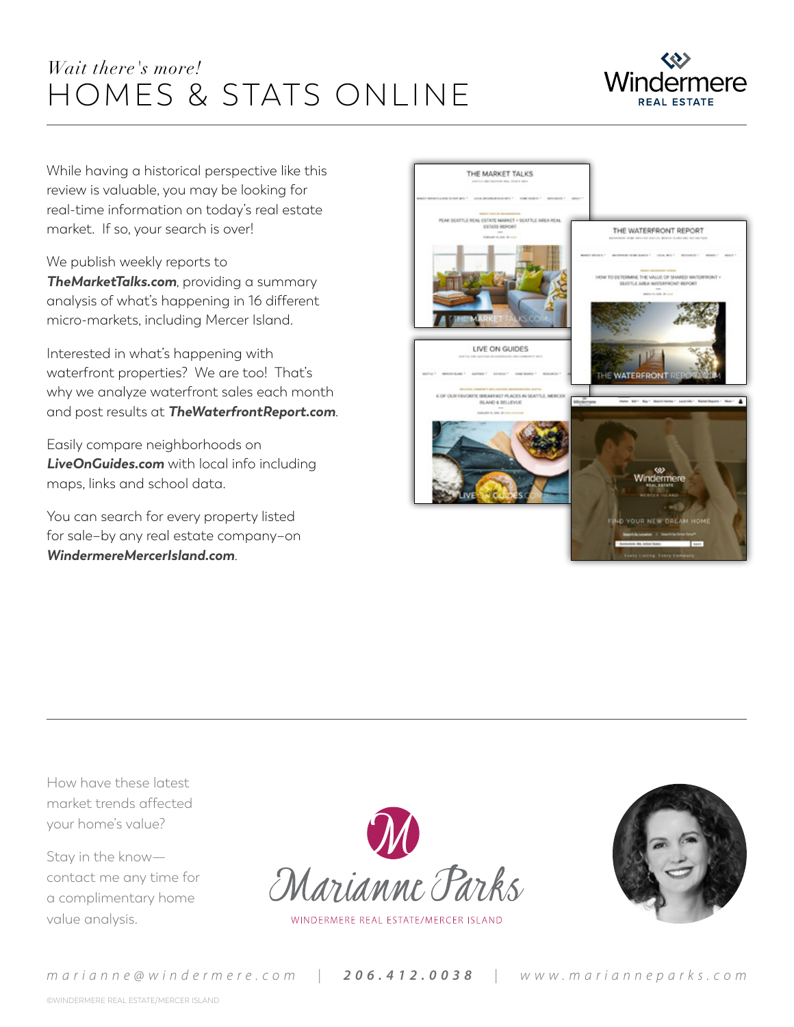*Wait there's more!*

# HOMES & STATS ONLINE

While having a historical perspective like this review is valuable, you may be looking for real-time information on today's real estate market. If so, your search is over!

We publish weekly reports to ***TheMarketTalks.com***, providing a summary analysis of what's happening in 16 different micro-markets, including Mercer Island.

Interested in what's happening with waterfront properties? We are too! That's why we analyze waterfront sales each month and post results at ***TheWaterfrontReport.com***.

Easily compare neighborhoods on ***LiveOnGuides.com*** with local info including maps, links and school data.

You can search for every property listed for sale–by any real estate company–on ***WindermereMercerIsland.com***.

How have these latest market trends affected your home's value?

Stay in the know—contact me any time for a complimentary home value analysis.

Marianne Parks

WINDERMERE REAL ESTATE/MERCER ISLAND

marianne@windermere.com | **206.412.0038** | www.marianneparks.com

©WINDERMERE REAL ESTATE/MERCER ISLAND